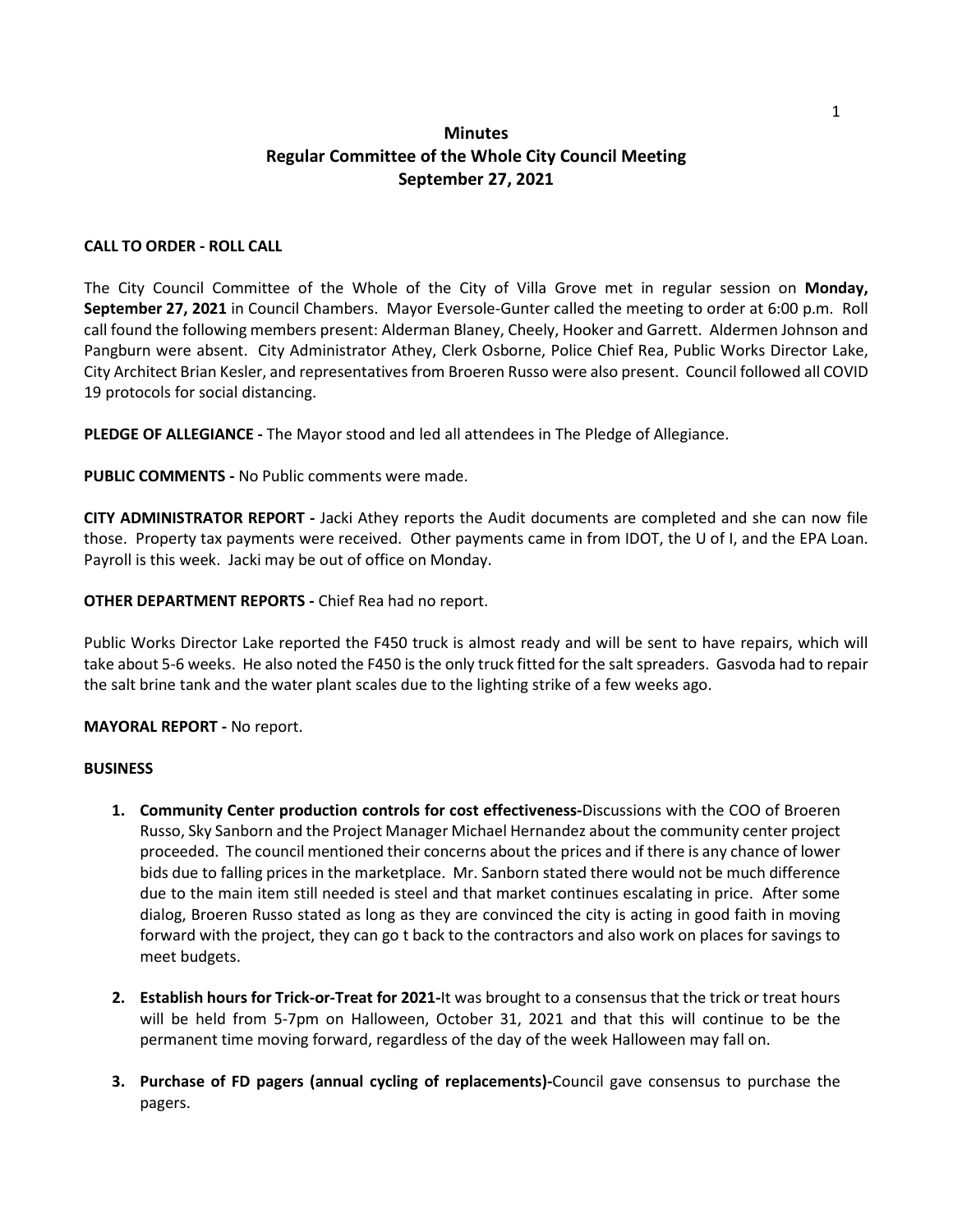# Minutes
## Regular Committee of the Whole City Council Meeting
## September 27, 2021

**CALL TO ORDER - ROLL CALL**

The City Council Committee of the Whole of the City of Villa Grove met in regular session on **Monday, September 27, 2021** in Council Chambers. Mayor Eversole-Gunter called the meeting to order at 6:00 p.m. Roll call found the following members present: Alderman Blaney, Cheely, Hooker and Garrett. Aldermen Johnson and Pangburn were absent. City Administrator Athey, Clerk Osborne, Police Chief Rea, Public Works Director Lake, City Architect Brian Kesler, and representatives from Broeren Russo were also present. Council followed all COVID 19 protocols for social distancing.

**PLEDGE OF ALLEGIANCE -** The Mayor stood and led all attendees in The Pledge of Allegiance.

**PUBLIC COMMENTS -** No Public comments were made.

**CITY ADMINISTRATOR REPORT -** Jacki Athey reports the Audit documents are completed and she can now file those. Property tax payments were received. Other payments came in from IDOT, the U of I, and the EPA Loan. Payroll is this week. Jacki may be out of office on Monday.

**OTHER DEPARTMENT REPORTS -** Chief Rea had no report.

Public Works Director Lake reported the F450 truck is almost ready and will be sent to have repairs, which will take about 5-6 weeks. He also noted the F450 is the only truck fitted for the salt spreaders. Gasvoda had to repair the salt brine tank and the water plant scales due to the lighting strike of a few weeks ago.

**MAYORAL REPORT -** No report.

**BUSINESS**

1. **Community Center production controls for cost effectiveness-**Discussions with the COO of Broeren Russo, Sky Sanborn and the Project Manager Michael Hernandez about the community center project proceeded. The council mentioned their concerns about the prices and if there is any chance of lower bids due to falling prices in the marketplace. Mr. Sanborn stated there would not be much difference due to the main item still needed is steel and that market continues escalating in price. After some dialog, Broeren Russo stated as long as they are convinced the city is acting in good faith in moving forward with the project, they can go t back to the contractors and also work on places for savings to meet budgets.

2. **Establish hours for Trick-or-Treat for 2021-**It was brought to a consensus that the trick or treat hours will be held from 5-7pm on Halloween, October 31, 2021 and that this will continue to be the permanent time moving forward, regardless of the day of the week Halloween may fall on.

3. **Purchase of FD pagers (annual cycling of replacements)-**Council gave consensus to purchase the pagers.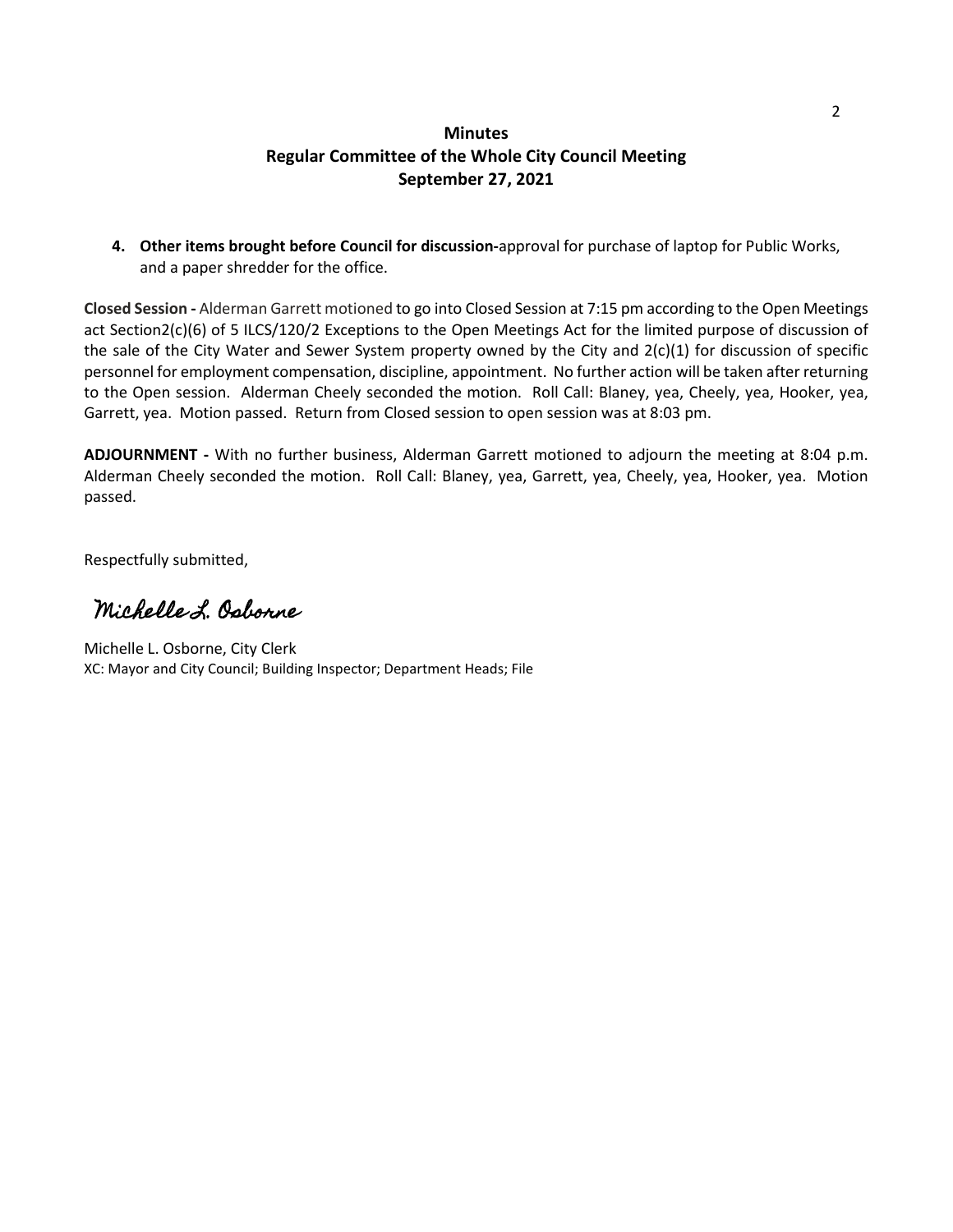# Minutes
## Regular Committee of the Whole City Council Meeting
## September 27, 2021

4. **Other items brought before Council for discussion-**approval for purchase of laptop for Public Works, and a paper shredder for the office.

**Closed Session -** Alderman Garrett motioned to go into Closed Session at 7:15 pm according to the Open Meetings act Section2(c)(6) of 5 ILCS/120/2 Exceptions to the Open Meetings Act for the limited purpose of discussion of the sale of the City Water and Sewer System property owned by the City and 2(c)(1) for discussion of specific personnel for employment compensation, discipline, appointment. No further action will be taken after returning to the Open session. Alderman Cheely seconded the motion. Roll Call: Blaney, yea, Cheely, yea, Hooker, yea, Garrett, yea. Motion passed. Return from Closed session to open session was at 8:03 pm.

**ADJOURNMENT -** With no further business, Alderman Garrett motioned to adjourn the meeting at 8:04 p.m. Alderman Cheely seconded the motion. Roll Call: Blaney, yea, Garrett, yea, Cheely, yea, Hooker, yea. Motion passed.

Respectfully submitted,

*Michelle L. Osborne*

Michelle L. Osborne, City Clerk
XC: Mayor and City Council; Building Inspector; Department Heads; File